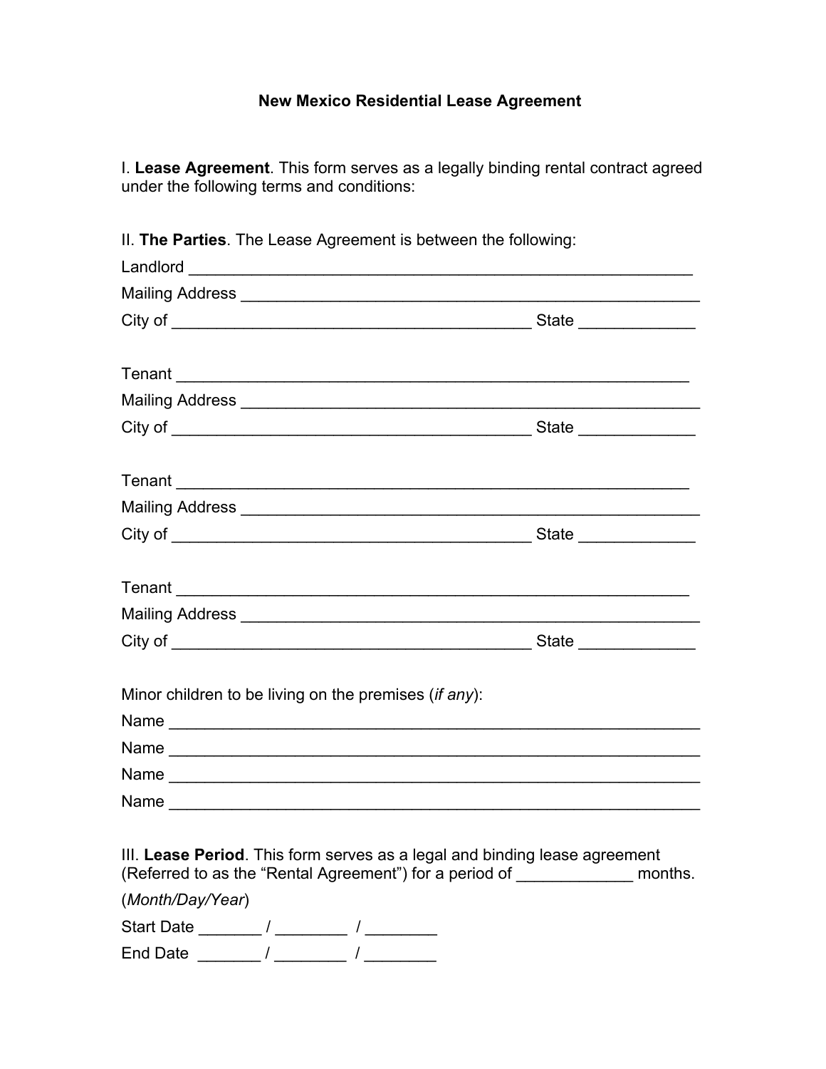# New Mexico Residential Lease Agreement

I. **Lease Agreement**. This form serves as a legally binding rental contract agreed under the following terms and conditions:

II. **The Parties**. The Lease Agreement is between the following:

Landlord ________________________________________________________

Mailing Address __________________________________________________

City of _______________________________________ State ____________

Tenant _________________________________________________________

Mailing Address __________________________________________________

City of _______________________________________ State ____________

Tenant _________________________________________________________

Mailing Address __________________________________________________

City of _______________________________________ State ____________

Tenant _________________________________________________________

Mailing Address __________________________________________________

City of _______________________________________ State ____________

Minor children to be living on the premises (*if any*):

Name __________________________________________________________

Name __________________________________________________________

Name __________________________________________________________

Name __________________________________________________________

III. **Lease Period**. This form serves as a legal and binding lease agreement (Referred to as the "Rental Agreement") for a period of _____________ months.

(*Month/Day/Year*)

Start Date _______ / ________ / ________

End Date _______ / ________ / ________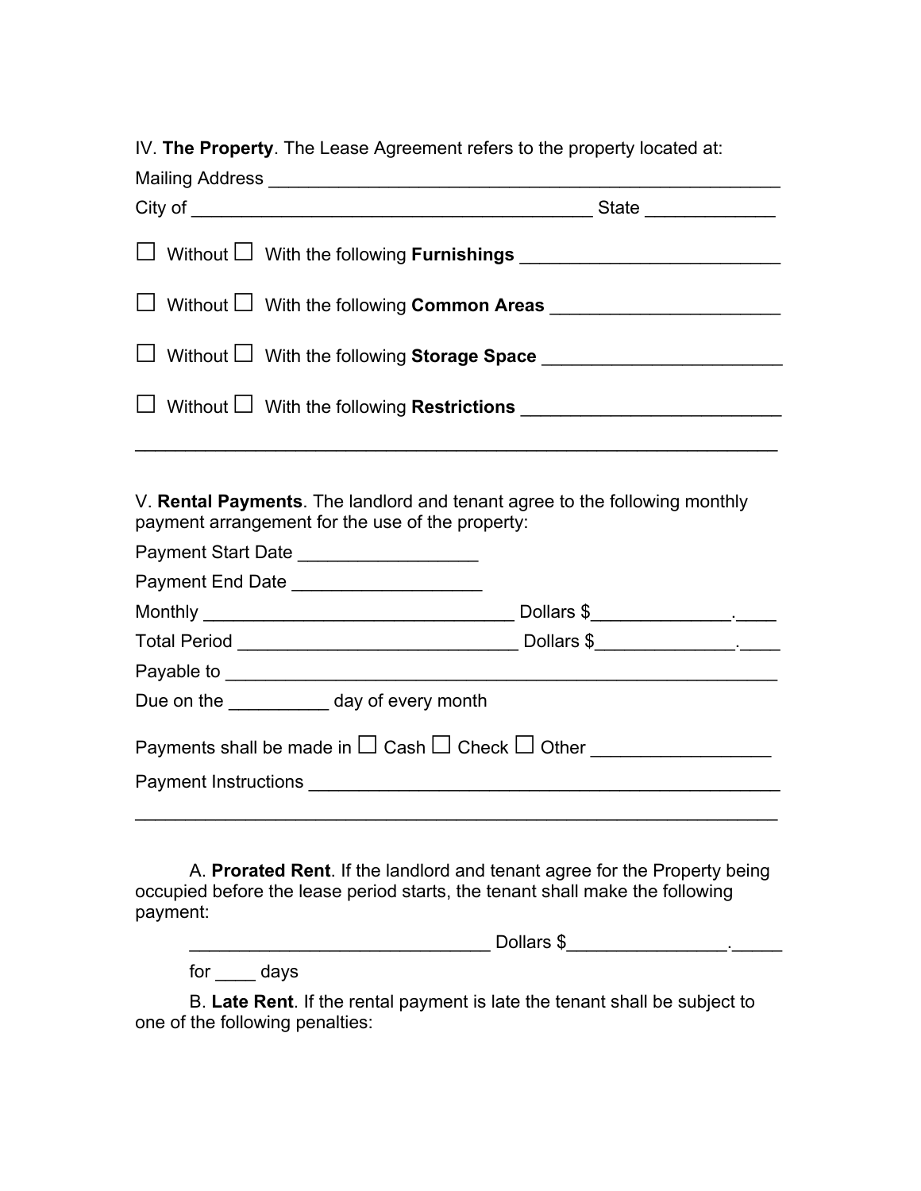IV. **The Property**. The Lease Agreement refers to the property located at:

Mailing Address ____________________________________________________

City of ________________________________________ State _____________

☐ Without ☐ With the following **Furnishings** __________________________

☐ Without ☐ With the following **Common Areas** _______________________

☐ Without ☐ With the following **Storage Space** ________________________

☐ Without ☐ With the following **Restrictions** __________________________

_________________________________________________________________

V. **Rental Payments**. The landlord and tenant agree to the following monthly payment arrangement for the use of the property:

Payment Start Date _________________

Payment End Date __________________

Monthly _______________________________ Dollars $_____________.____

Total Period ____________________________ Dollars $_____________.____

Payable to ______________________________________________________

Due on the __________ day of every month

Payments shall be made in ☐ Cash ☐ Check ☐ Other _________________

Payment Instructions ______________________________________________

_________________________________________________________________

A. **Prorated Rent**. If the landlord and tenant agree for the Property being occupied before the lease period starts, the tenant shall make the following payment:

______________________________ Dollars $_______________._____

for ____ days

B. **Late Rent**. If the rental payment is late the tenant shall be subject to one of the following penalties: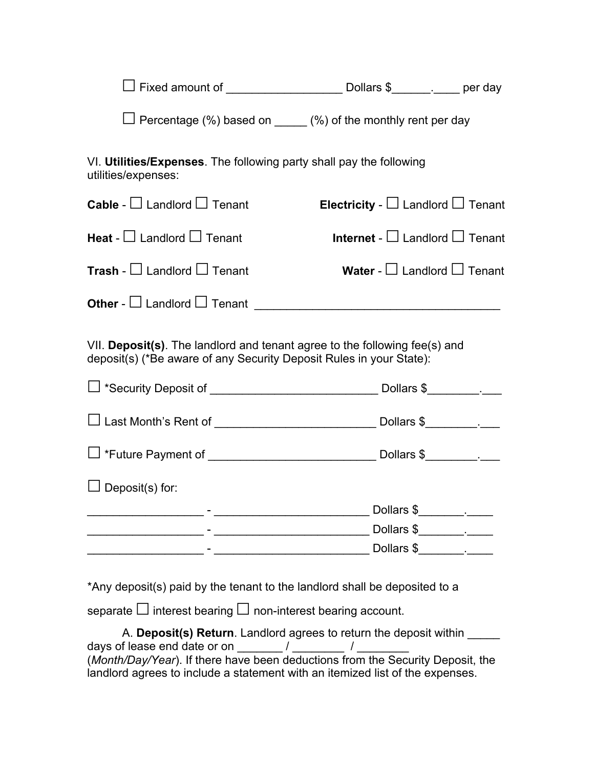☐ Fixed amount of __________________ Dollars $______.____ per day

☐ Percentage (%) based on _____ (%) of the monthly rent per day

VI. **Utilities/Expenses**. The following party shall pay the following utilities/expenses:

**Cable** - ☐ Landlord ☐ Tenant

**Electricity** - ☐ Landlord ☐ Tenant

**Heat** - ☐ Landlord ☐ Tenant

**Internet** - ☐ Landlord ☐ Tenant

**Trash** - ☐ Landlord ☐ Tenant

**Water** - ☐ Landlord ☐ Tenant

**Other** - ☐ Landlord ☐ Tenant ______________________________________

VII. **Deposit(s)**. The landlord and tenant agree to the following fee(s) and deposit(s) (*Be aware of any Security Deposit Rules in your State):

☐ *Security Deposit of __________________________ Dollars $________.___

☐ Last Month's Rent of _________________________ Dollars $________.___

☐ *Future Payment of __________________________ Dollars $________.___

☐ Deposit(s) for:

__________________ - ________________________ Dollars $_______.____
__________________ - ________________________ Dollars $_______.____
__________________ - ________________________ Dollars $_______.____

*Any deposit(s) paid by the tenant to the landlord shall be deposited to a separate ☐ interest bearing ☐ non-interest bearing account.

A. **Deposit(s) Return**. Landlord agrees to return the deposit within _____ days of lease end date or on _______ / ________ / ________ (*Month/Day/Year*). If there have been deductions from the Security Deposit, the landlord agrees to include a statement with an itemized list of the expenses.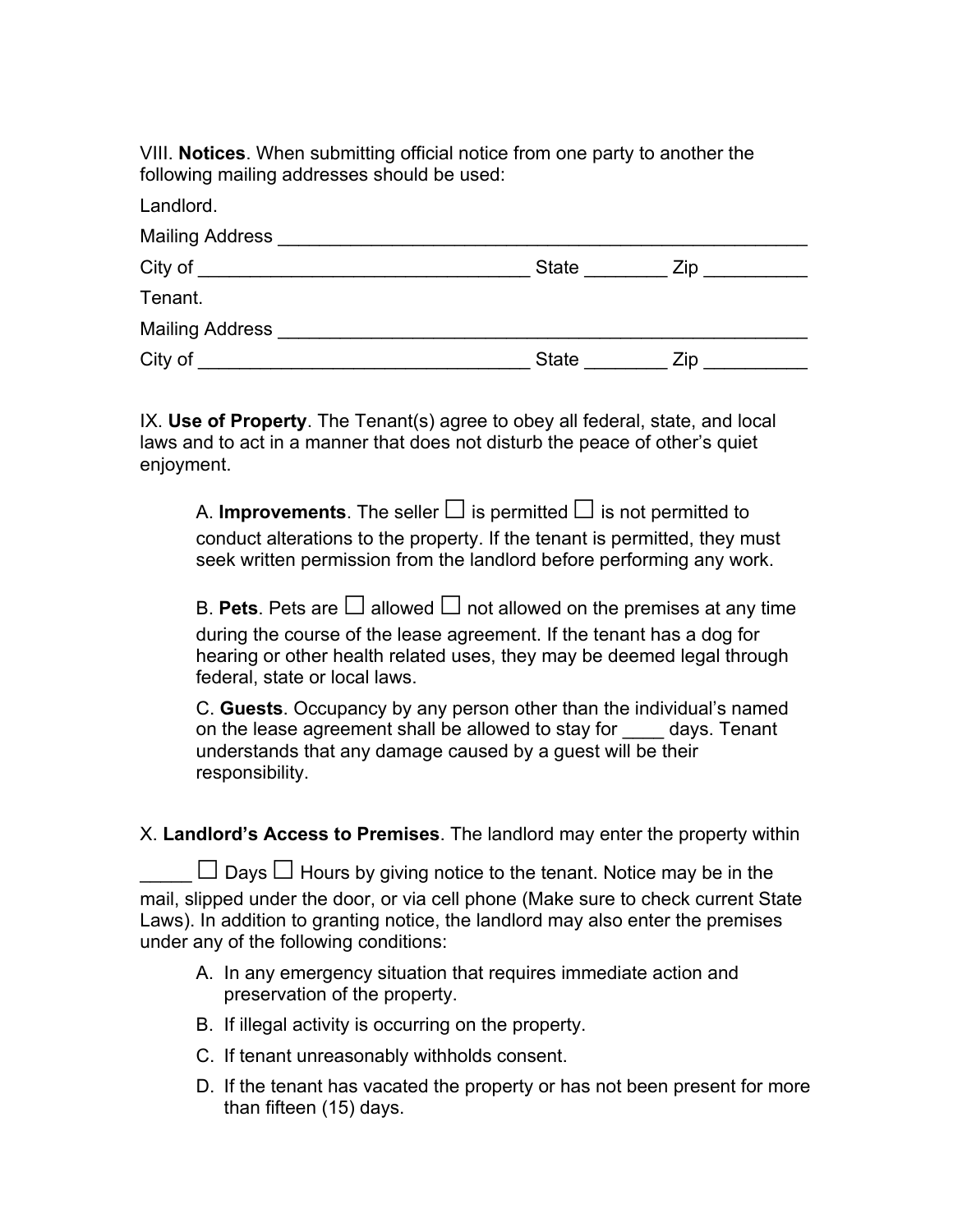VIII. **Notices**. When submitting official notice from one party to another the following mailing addresses should be used:

Landlord.

Mailing Address ____________________________________________________

City of ________________________________ State ________ Zip __________

Tenant.

Mailing Address ____________________________________________________

City of ________________________________ State ________ Zip __________

IX. **Use of Property**. The Tenant(s) agree to obey all federal, state, and local laws and to act in a manner that does not disturb the peace of other's quiet enjoyment.

A. **Improvements**. The seller ☐ is permitted ☐ is not permitted to conduct alterations to the property. If the tenant is permitted, they must seek written permission from the landlord before performing any work.

B. **Pets**. Pets are ☐ allowed ☐ not allowed on the premises at any time during the course of the lease agreement. If the tenant has a dog for hearing or other health related uses, they may be deemed legal through federal, state or local laws.

C. **Guests**. Occupancy by any person other than the individual's named on the lease agreement shall be allowed to stay for ____ days. Tenant understands that any damage caused by a guest will be their responsibility.

X. **Landlord's Access to Premises**. The landlord may enter the property within _____ ☐ Days ☐ Hours by giving notice to the tenant. Notice may be in the mail, slipped under the door, or via cell phone (Make sure to check current State Laws). In addition to granting notice, the landlord may also enter the premises under any of the following conditions:

A. In any emergency situation that requires immediate action and preservation of the property.
B. If illegal activity is occurring on the property.
C. If tenant unreasonably withholds consent.
D. If the tenant has vacated the property or has not been present for more than fifteen (15) days.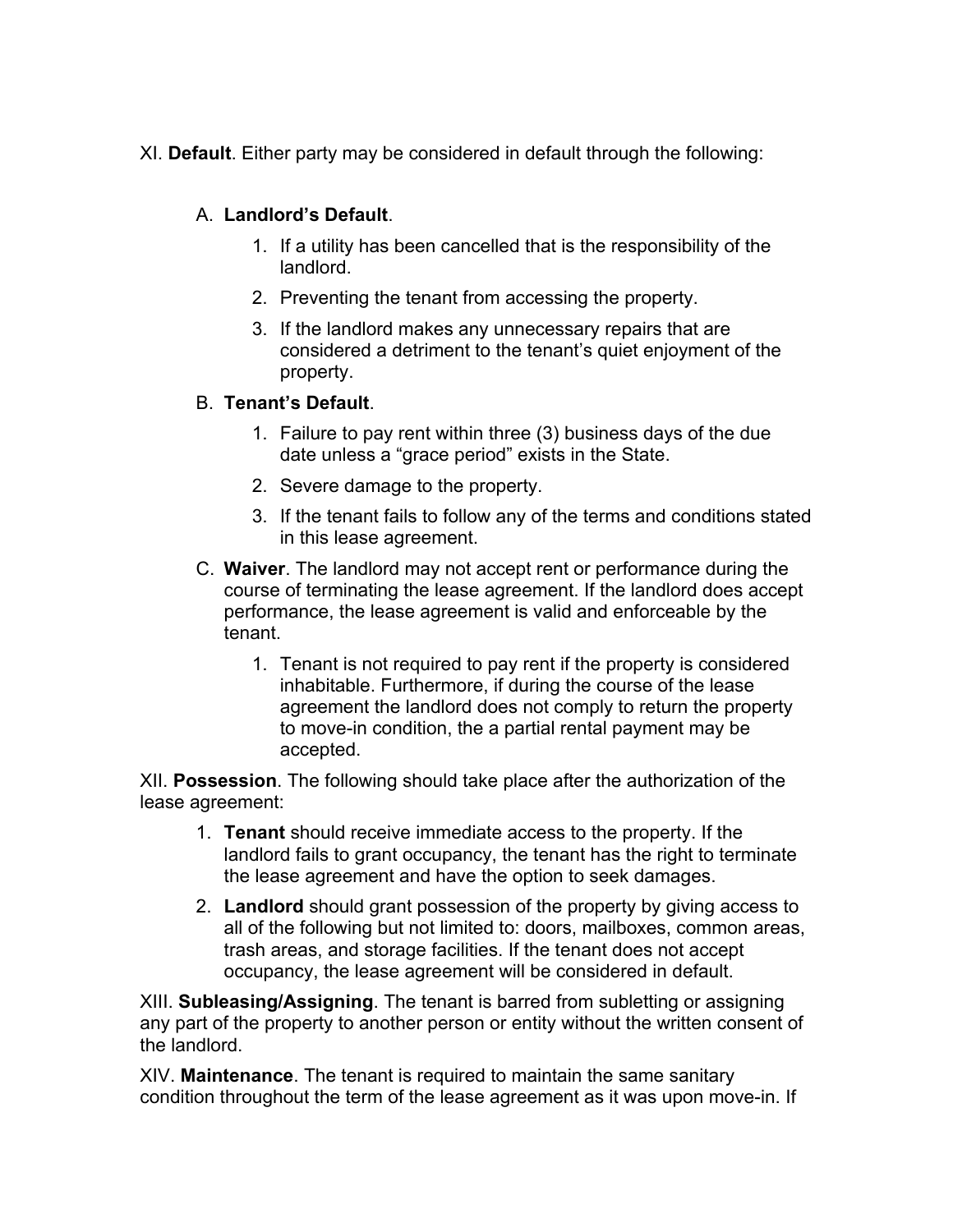XI. **Default**. Either party may be considered in default through the following:

A. **Landlord's Default**.

1. If a utility has been cancelled that is the responsibility of the landlord.
2. Preventing the tenant from accessing the property.
3. If the landlord makes any unnecessary repairs that are considered a detriment to the tenant's quiet enjoyment of the property.

B. **Tenant's Default**.

1. Failure to pay rent within three (3) business days of the due date unless a "grace period" exists in the State.
2. Severe damage to the property.
3. If the tenant fails to follow any of the terms and conditions stated in this lease agreement.

C. **Waiver**. The landlord may not accept rent or performance during the course of terminating the lease agreement. If the landlord does accept performance, the lease agreement is valid and enforceable by the tenant.

1. Tenant is not required to pay rent if the property is considered inhabitable. Furthermore, if during the course of the lease agreement the landlord does not comply to return the property to move-in condition, the a partial rental payment may be accepted.

XII. **Possession**. The following should take place after the authorization of the lease agreement:

1. **Tenant** should receive immediate access to the property. If the landlord fails to grant occupancy, the tenant has the right to terminate the lease agreement and have the option to seek damages.
2. **Landlord** should grant possession of the property by giving access to all of the following but not limited to: doors, mailboxes, common areas, trash areas, and storage facilities. If the tenant does not accept occupancy, the lease agreement will be considered in default.

XIII. **Subleasing/Assigning**. The tenant is barred from subletting or assigning any part of the property to another person or entity without the written consent of the landlord.

XIV. **Maintenance**. The tenant is required to maintain the same sanitary condition throughout the term of the lease agreement as it was upon move-in. If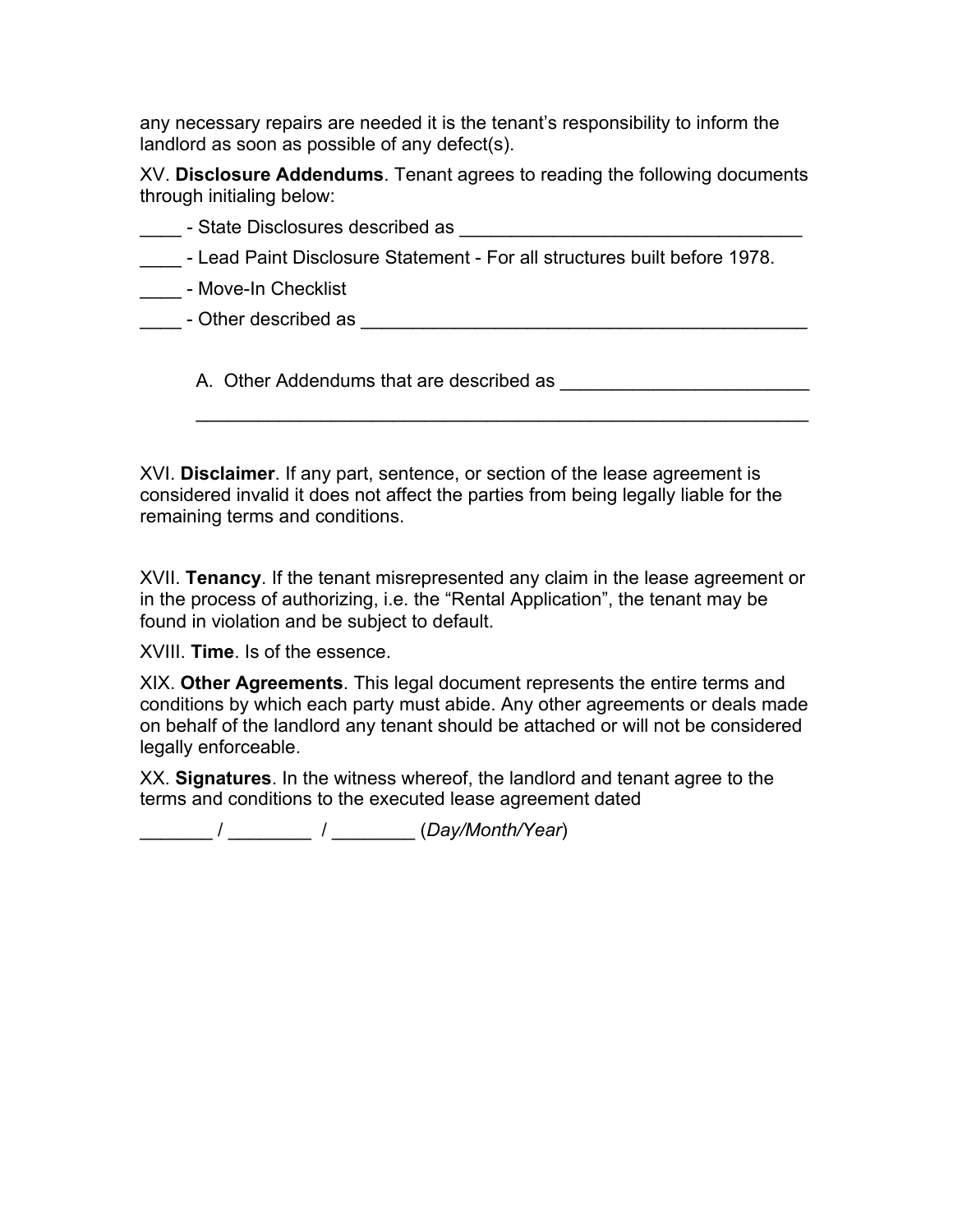any necessary repairs are needed it is the tenant's responsibility to inform the landlord as soon as possible of any defect(s).

XV. **Disclosure Addendums**. Tenant agrees to reading the following documents through initialing below:

____ - State Disclosures described as ________________________________

____ - Lead Paint Disclosure Statement - For all structures built before 1978.

____ - Move-In Checklist

____ - Other described as __________________________________________

A. Other Addendums that are described as _______________________

_____________________________________________________________

XVI. **Disclaimer**. If any part, sentence, or section of the lease agreement is considered invalid it does not affect the parties from being legally liable for the remaining terms and conditions.

XVII. **Tenancy**. If the tenant misrepresented any claim in the lease agreement or in the process of authorizing, i.e. the "Rental Application", the tenant may be found in violation and be subject to default.

XVIII. **Time**. Is of the essence.

XIX. **Other Agreements**. This legal document represents the entire terms and conditions by which each party must abide. Any other agreements or deals made on behalf of the landlord any tenant should be attached or will not be considered legally enforceable.

XX. **Signatures**. In the witness whereof, the landlord and tenant agree to the terms and conditions to the executed lease agreement dated

_______ / ________ / ________ (*Day/Month/Year*)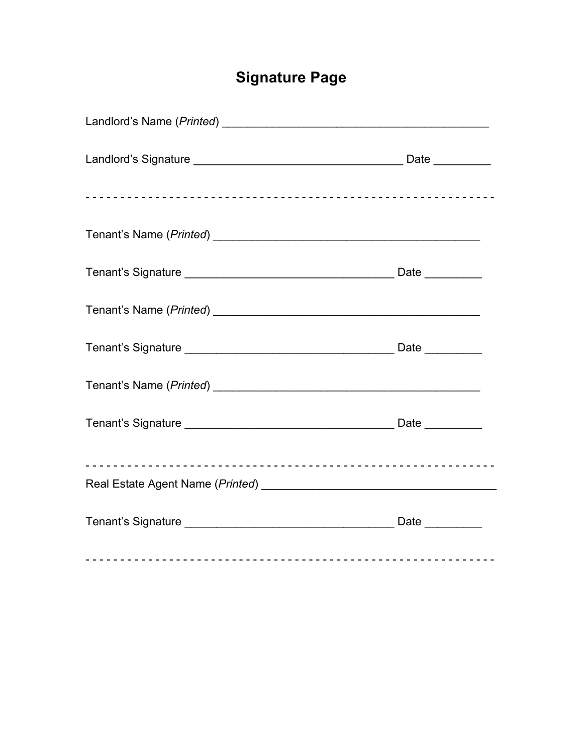# Signature Page

Landlord's Name (*Printed*) ___________________________________________

Landlord's Signature __________________________________ Date _________

- - - - - - - - - - - - - - - - - - - - - - - - - - - - - - - - - - - - - - - - - - - - - - - - - - - - - - - - - - - - - -

Tenant's Name (*Printed*) ___________________________________________

Tenant's Signature __________________________________ Date _________

Tenant's Name (*Printed*) ___________________________________________

Tenant's Signature __________________________________ Date _________

Tenant's Name (*Printed*) ___________________________________________

Tenant's Signature __________________________________ Date _________

- - - - - - - - - - - - - - - - - - - - - - - - - - - - - - - - - - - - - - - - - - - - - - - - - - - - - - - - - - - - - -

Real Estate Agent Name (*Printed*) _____________________________________

Tenant's Signature __________________________________ Date _________

- - - - - - - - - - - - - - - - - - - - - - - - - - - - - - - - - - - - - - - - - - - - - - - - - - - - - - - - - - - - - -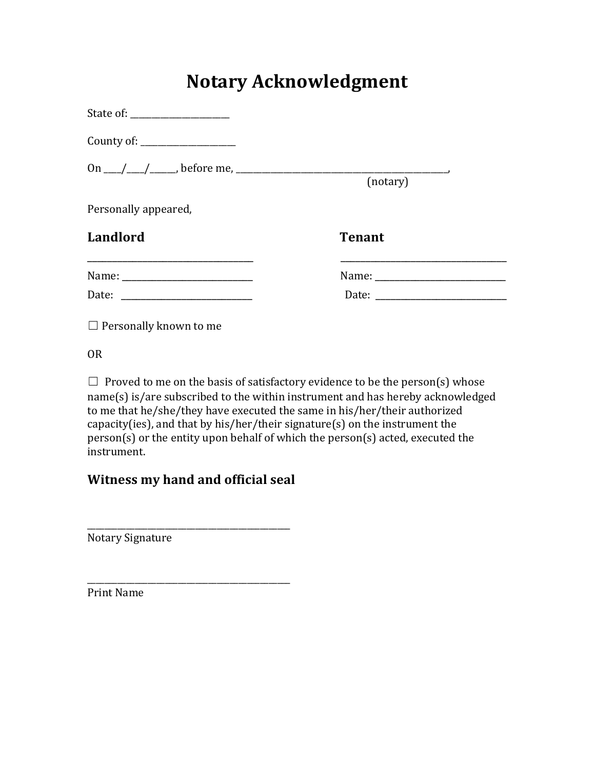# Notary Acknowledgment

State of: ______________________

County of: ______________________

On ____/____/______, before me, ______________________________________________,
(notary)

Personally appeared,

| **Landlord** | **Tenant** |
|---|---|
| ______________________________ | ______________________________ |
| Name: ___________________________ | Name: ___________________________ |
| Date: ___________________________ | Date: ___________________________ |

☐ Personally known to me

OR

☐ Proved to me on the basis of satisfactory evidence to be the person(s) whose name(s) is/are subscribed to the within instrument and has hereby acknowledged to me that he/she/they have executed the same in his/her/their authorized capacity(ies), and that by his/her/their signature(s) on the instrument the person(s) or the entity upon behalf of which the person(s) acted, executed the instrument.

### Witness my hand and official seal

_____________________________________________
Notary Signature

_____________________________________________
Print Name